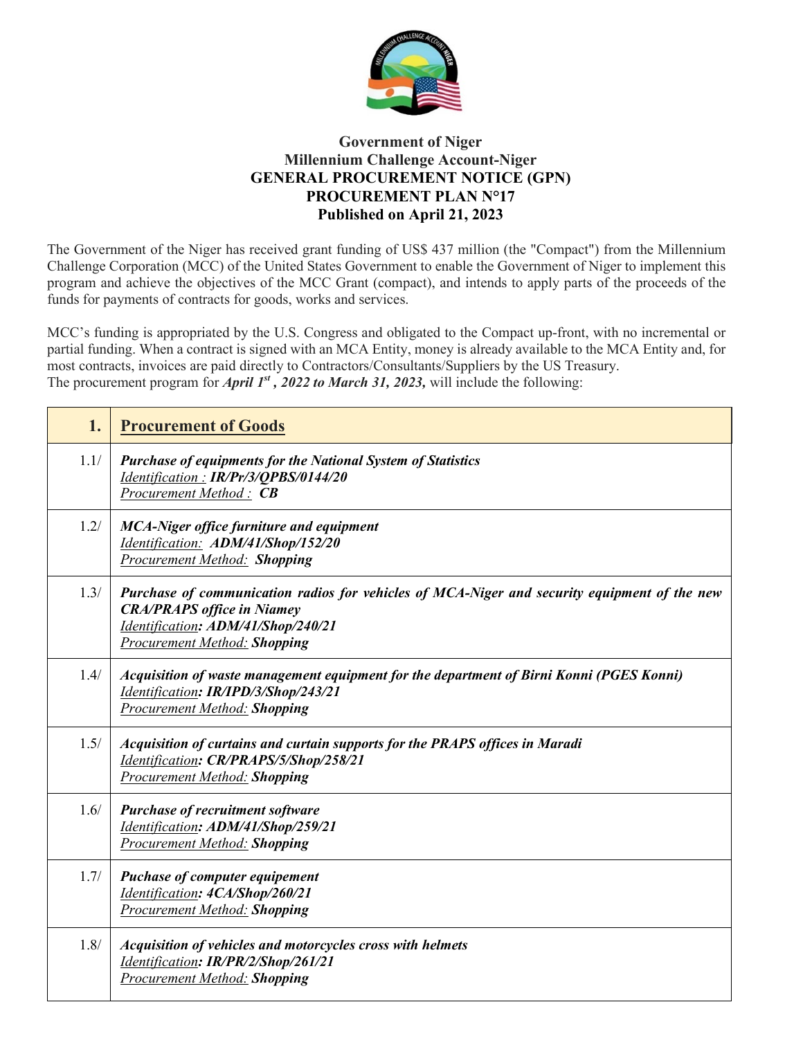**Government of Niger**
**Millennium Challenge Account-Niger**
**GENERAL PROCUREMENT NOTICE (GPN)**
**PROCUREMENT PLAN N°17**
**Published on April 21, 2023**

The Government of the Niger has received grant funding of US$ 437 million (the "Compact") from the Millennium Challenge Corporation (MCC) of the United States Government to enable the Government of Niger to implement this program and achieve the objectives of the MCC Grant (compact), and intends to apply parts of the proceeds of the funds for payments of contracts for goods, works and services.

MCC's funding is appropriated by the U.S. Congress and obligated to the Compact up-front, with no incremental or partial funding. When a contract is signed with an MCA Entity, money is already available to the MCA Entity and, for most contracts, invoices are paid directly to Contractors/Consultants/Suppliers by the US Treasury.
The procurement program for ***April 1st , 2022 to March 31, 2023,*** will include the following:

| **1.** | **Procurement of Goods** |
|---|---|
| 1.1/ | ***Purchase of equipments for the National System of Statistics***<br>*Identification :* ***IR/Pr/3/QPBS/0144/20***<br>*Procurement Method :* ***CB*** |
| 1.2/ | ***MCA-Niger office furniture and equipment***<br>*Identification:* ***ADM/41/Shop/152/20***<br>*Procurement Method:* ***Shopping*** |
| 1.3/ | ***Purchase of communication radios for vehicles of MCA-Niger and security equipment of the new CRA/PRAPS office in Niamey***<br>*Identification****: ADM/41/Shop/240/21***<br>*Procurement Method:* ***Shopping*** |
| 1.4/ | ***Acquisition of waste management equipment for the department of Birni Konni (PGES Konni)***<br>*Identification****: IR/IPD/3/Shop/243/21***<br>*Procurement Method:* ***Shopping*** |
| 1.5/ | ***Acquisition of curtains and curtain supports for the PRAPS offices in Maradi***<br>*Identification****: CR/PRAPS/5/Shop/258/21***<br>*Procurement Method:* ***Shopping*** |
| 1.6/ | ***Purchase of recruitment software***<br>*Identification****: ADM/41/Shop/259/21***<br>*Procurement Method:* ***Shopping*** |
| 1.7/ | ***Puchase of computer equipement***<br>*Identification****: 4CA/Shop/260/21***<br>*Procurement Method:* ***Shopping*** |
| 1.8/ | ***Acquisition of vehicles and motorcycles cross with helmets***<br>*Identification****: IR/PR/2/Shop/261/21***<br>*Procurement Method:* ***Shopping*** |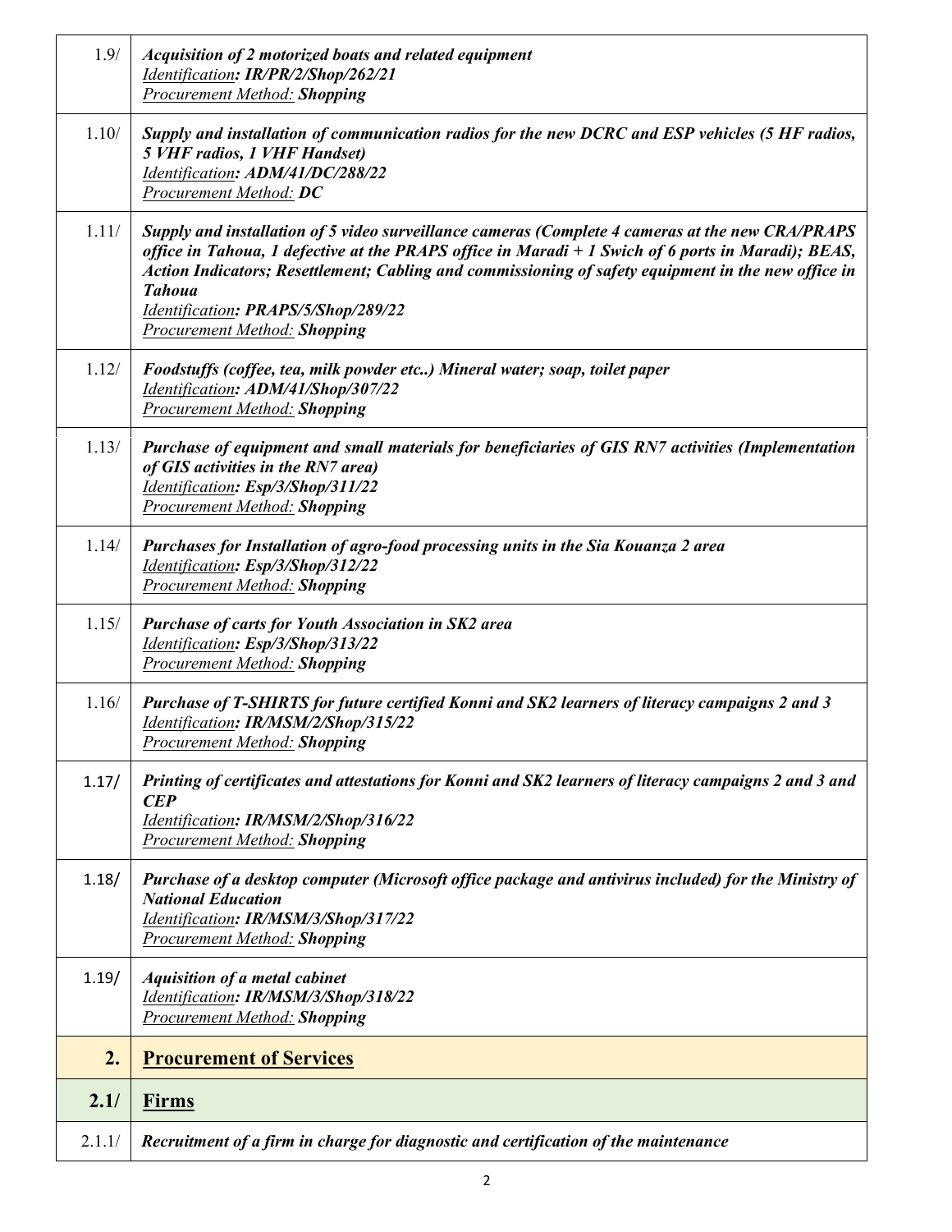| | |
|---|---|
| 1.9/ | ***Acquisition of 2 motorized boats and related equipment***<br>*Identification: **IR/PR/2/Shop/262/21***<br>*Procurement Method: **Shopping*** |
| 1.10/ | ***Supply and installation of communication radios for the new DCRC and ESP vehicles (5 HF radios, 5 VHF radios, 1 VHF Handset)***<br>*Identification: **ADM/41/DC/288/22***<br>*Procurement Method: **DC*** |
| 1.11/ | ***Supply and installation of 5 video surveillance cameras (Complete 4 cameras at the new CRA/PRAPS office in Tahoua, 1 defective at the PRAPS office in Maradi + 1 Swich of 6 ports in Maradi); BEAS, Action Indicators; Resettlement; Cabling and commissioning of safety equipment in the new office in Tahoua***<br>*Identification: **PRAPS/5/Shop/289/22***<br>*Procurement Method: **Shopping*** |
| 1.12/ | ***Foodstuffs (coffee, tea, milk powder etc..) Mineral water; soap, toilet paper***<br>*Identification: **ADM/41/Shop/307/22***<br>*Procurement Method: **Shopping*** |
| 1.13/ | ***Purchase of equipment and small materials for beneficiaries of GIS RN7 activities (Implementation of GIS activities in the RN7 area)***<br>*Identification: **Esp/3/Shop/311/22***<br>*Procurement Method: **Shopping*** |
| 1.14/ | ***Purchases for Installation of agro-food processing units in the Sia Kouanza 2 area***<br>*Identification: **Esp/3/Shop/312/22***<br>*Procurement Method: **Shopping*** |
| 1.15/ | ***Purchase of carts for Youth Association in SK2 area***<br>*Identification: **Esp/3/Shop/313/22***<br>*Procurement Method: **Shopping*** |
| 1.16/ | ***Purchase of T-SHIRTS for future certified Konni and SK2 learners of literacy campaigns 2 and 3***<br>*Identification: **IR/MSM/2/Shop/315/22***<br>*Procurement Method: **Shopping*** |
| 1.17/ | ***Printing of certificates and attestations for Konni and SK2 learners of literacy campaigns 2 and 3 and CEP***<br>*Identification: **IR/MSM/2/Shop/316/22***<br>*Procurement Method: **Shopping*** |
| 1.18/ | ***Purchase of a desktop computer (Microsoft office package and antivirus included) for the Ministry of National Education***<br>*Identification: **IR/MSM/3/Shop/317/22***<br>*Procurement Method: **Shopping*** |
| 1.19/ | ***Aquisition of a metal cabinet***<br>*Identification: **IR/MSM/3/Shop/318/22***<br>*Procurement Method: **Shopping*** |
| **2.** | **Procurement of Services** |
| **2.1/** | **Firms** |
| 2.1.1/ | ***Recruitment of a firm in charge for diagnostic and certification of the maintenance*** |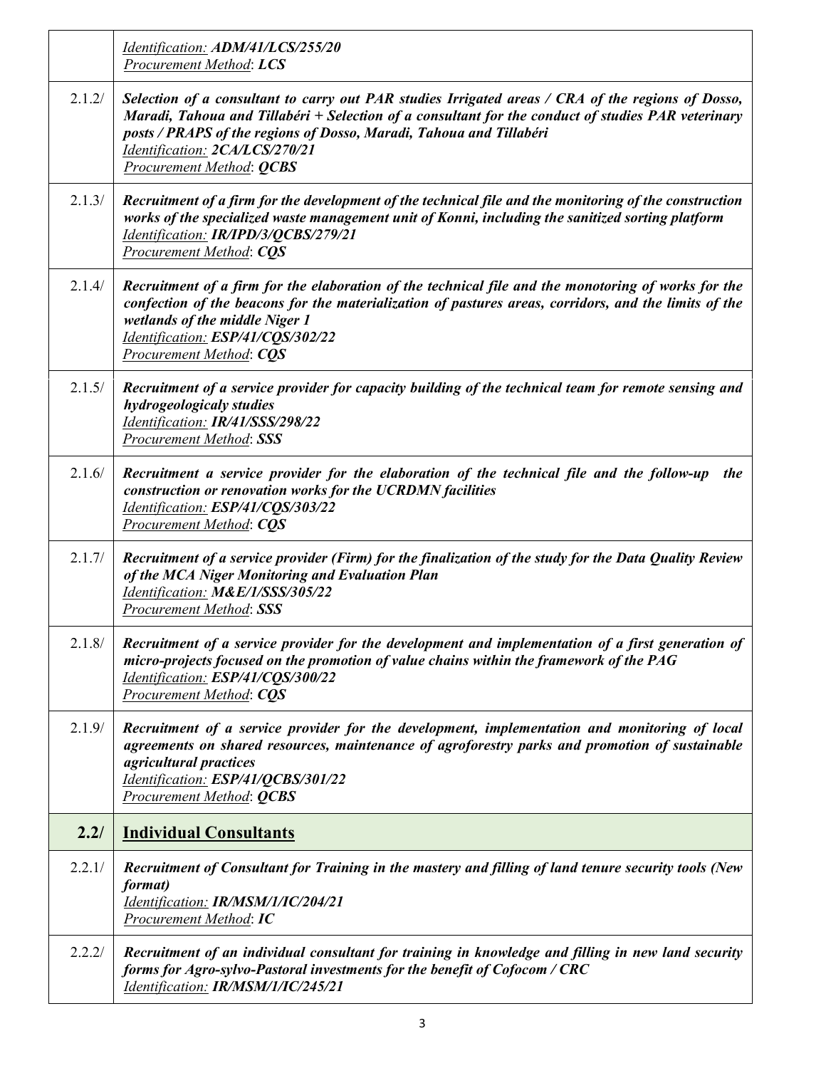| | |
|---|---|
| | *Identification: **ADM/41/LCS/255/20***<br>*Procurement Method: **LCS*** |
| 2.1.2/ | ***Selection of a consultant to carry out PAR studies Irrigated areas / CRA of the regions of Dosso, Maradi, Tahoua and Tillabéri + Selection of a consultant for the conduct of studies PAR veterinary posts / PRAPS of the regions of Dosso, Maradi, Tahoua and Tillabéri***<br>*Identification: **2CA/LCS/270/21***<br>*Procurement Method: **QCBS*** |
| 2.1.3/ | ***Recruitment of a firm for the development of the technical file and the monitoring of the construction works of the specialized waste management unit of Konni, including the sanitized sorting platform***<br>*Identification: **IR/IPD/3/QCBS/279/21***<br>*Procurement Method: **CQS*** |
| 2.1.4/ | ***Recruitment of a firm for the elaboration of the technical file and the monotoring of works for the confection of the beacons for the materialization of pastures areas, corridors, and the limits of the wetlands of the middle Niger 1***<br>*Identification: **ESP/41/CQS/302/22***<br>*Procurement Method: **CQS*** |
| 2.1.5/ | ***Recruitment of a service provider for capacity building of the technical team for remote sensing and hydrogeologicaly studies***<br>*Identification: **IR/41/SSS/298/22***<br>*Procurement Method: **SSS*** |
| 2.1.6/ | ***Recruitment a service provider for the elaboration of the technical file and the follow-up the construction or renovation works for the UCRDMN facilities***<br>*Identification: **ESP/41/CQS/303/22***<br>*Procurement Method: **CQS*** |
| 2.1.7/ | ***Recruitment of a service provider (Firm) for the finalization of the study for the Data Quality Review of the MCA Niger Monitoring and Evaluation Plan***<br>*Identification: **M&E/1/SSS/305/22***<br>*Procurement Method: **SSS*** |
| 2.1.8/ | ***Recruitment of a service provider for the development and implementation of a first generation of micro-projects focused on the promotion of value chains within the framework of the PAG***<br>*Identification: **ESP/41/CQS/300/22***<br>*Procurement Method: **CQS*** |
| 2.1.9/ | ***Recruitment of a service provider for the development, implementation and monitoring of local agreements on shared resources, maintenance of agroforestry parks and promotion of sustainable agricultural practices***<br>*Identification: **ESP/41/QCBS/301/22***<br>*Procurement Method: **QCBS*** |
| **2.2/** | **Individual Consultants** |
| 2.2.1/ | ***Recruitment of Consultant for Training in the mastery and filling of land tenure security tools (New format)***<br>*Identification: **IR/MSM/1/IC/204/21***<br>*Procurement Method: **IC*** |
| 2.2.2/ | ***Recruitment of an individual consultant for training in knowledge and filling in new land security forms for Agro-sylvo-Pastoral investments for the benefit of Cofocom / CRC***<br>*Identification: **IR/MSM/1/IC/245/21*** |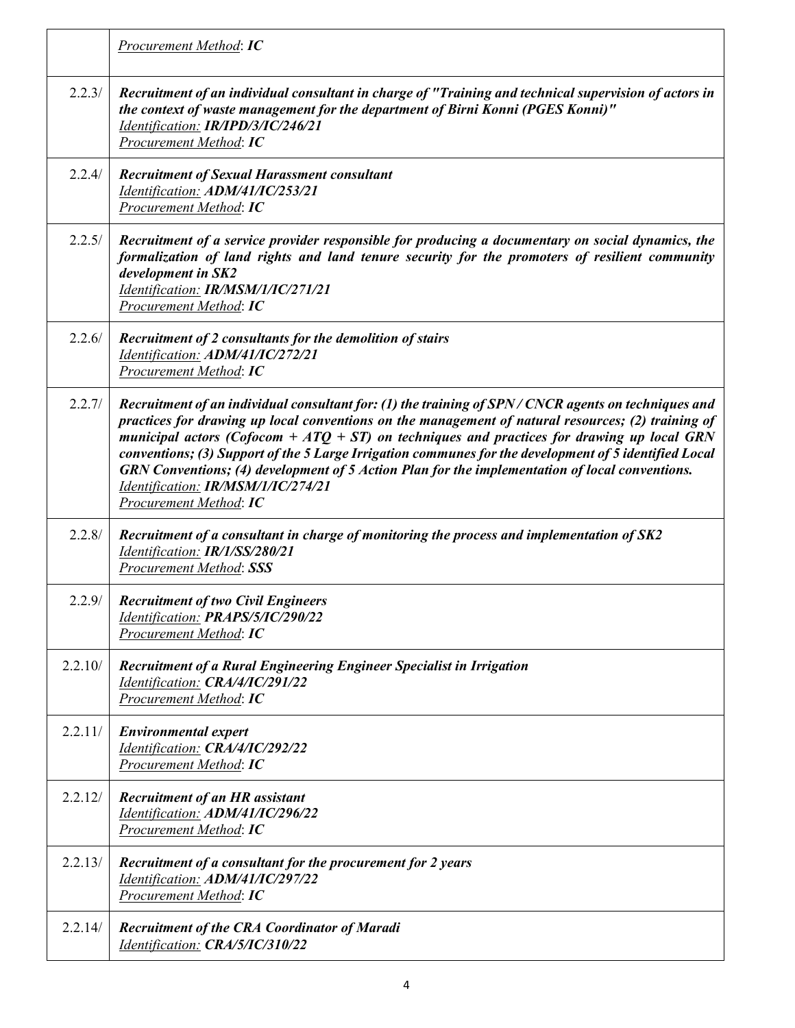| | |
|---|---|
| | <u>Procurement Method</u>: ***IC*** |
| 2.2.3/ | ***Recruitment of an individual consultant in charge of "Training and technical supervision of actors in the context of waste management for the department of Birni Konni (PGES Konni)"***<br><u>Identification:</u> ***IR/IPD/3/IC/246/21***<br><u>Procurement Method</u>: ***IC*** |
| 2.2.4/ | ***Recruitment of Sexual Harassment consultant***<br><u>Identification:</u> ***ADM/41/IC/253/21***<br><u>Procurement Method</u>: ***IC*** |
| 2.2.5/ | ***Recruitment of a service provider responsible for producing a documentary on social dynamics, the formalization of land rights and land tenure security for the promoters of resilient community development in SK2***<br><u>Identification:</u> ***IR/MSM/1/IC/271/21***<br><u>Procurement Method</u>: ***IC*** |
| 2.2.6/ | ***Recruitment of 2 consultants for the demolition of stairs***<br><u>Identification:</u> ***ADM/41/IC/272/21***<br><u>Procurement Method</u>: ***IC*** |
| 2.2.7/ | ***Recruitment of an individual consultant for: (1) the training of SPN / CNCR agents on techniques and practices for drawing up local conventions on the management of natural resources; (2) training of municipal actors (Cofocom + ATQ + ST) on techniques and practices for drawing up local GRN conventions; (3) Support of the 5 Large Irrigation communes for the development of 5 identified Local GRN Conventions; (4) development of 5 Action Plan for the implementation of local conventions.***<br><u>Identification:</u> ***IR/MSM/1/IC/274/21***<br><u>Procurement Method</u>: ***IC*** |
| 2.2.8/ | ***Recruitment of a consultant in charge of monitoring the process and implementation of SK2***<br><u>Identification:</u> ***IR/1/SS/280/21***<br><u>Procurement Method</u>: ***SSS*** |
| 2.2.9/ | ***Recruitment of two Civil Engineers***<br><u>Identification:</u> ***PRAPS/5/IC/290/22***<br><u>Procurement Method</u>: ***IC*** |
| 2.2.10/ | ***Recruitment of a Rural Engineering Engineer Specialist in Irrigation***<br><u>Identification:</u> ***CRA/4/IC/291/22***<br><u>Procurement Method</u>: ***IC*** |
| 2.2.11/ | ***Environmental expert***<br><u>Identification:</u> ***CRA/4/IC/292/22***<br><u>Procurement Method</u>: ***IC*** |
| 2.2.12/ | ***Recruitment of an HR assistant***<br><u>Identification:</u> ***ADM/41/IC/296/22***<br><u>Procurement Method</u>: ***IC*** |
| 2.2.13/ | ***Recruitment of a consultant for the procurement for 2 years***<br><u>Identification:</u> ***ADM/41/IC/297/22***<br><u>Procurement Method</u>: ***IC*** |
| 2.2.14/ | ***Recruitment of the CRA Coordinator of Maradi***<br><u>Identification:</u> ***CRA/5/IC/310/22*** |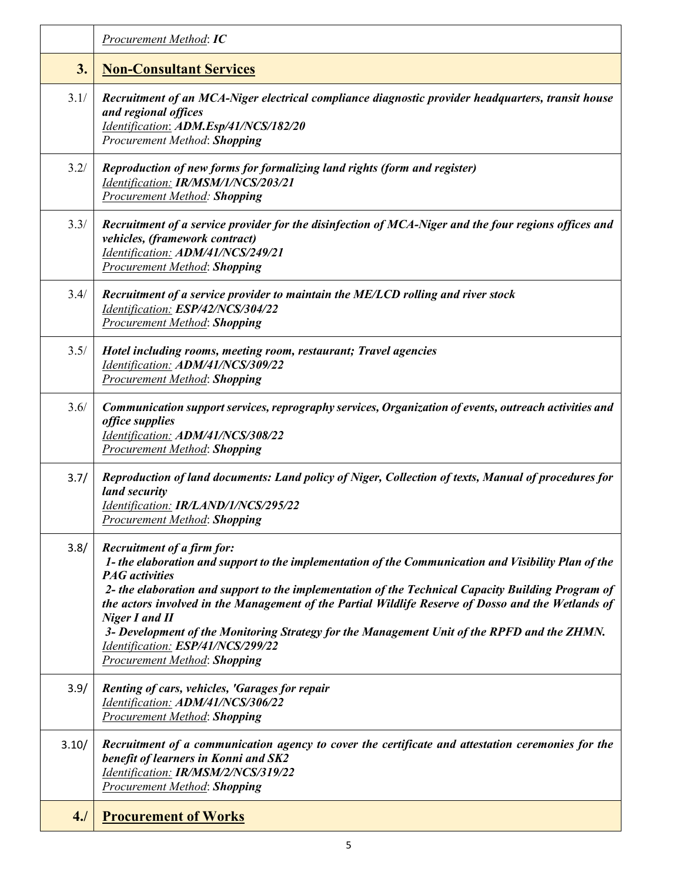| | |
|---|---|
| | *Procurement Method*: ***IC*** |
| **3.** | **Non-Consultant Services** |
| 3.1/ | ***Recruitment of an MCA-Niger electrical compliance diagnostic provider headquarters, transit house and regional offices***<br>*Identification*: ***ADM.Esp/41/NCS/182/20***<br>*Procurement Method*: ***Shopping*** |
| 3.2/ | ***Reproduction of new forms for formalizing land rights (form and register)***<br>*Identification:* ***IR/MSM/1/NCS/203/21***<br>*Procurement Method:* ***Shopping*** |
| 3.3/ | ***Recruitment of a service provider for the disinfection of MCA-Niger and the four regions offices and vehicles, (framework contract)***<br>*Identification:* ***ADM/41/NCS/249/21***<br>*Procurement Method*: ***Shopping*** |
| 3.4/ | ***Recruitment of a service provider to maintain the ME/LCD rolling and river stock***<br>*Identification:* ***ESP/42/NCS/304/22***<br>*Procurement Method*: ***Shopping*** |
| 3.5/ | ***Hotel including rooms, meeting room, restaurant; Travel agencies***<br>*Identification:* ***ADM/41/NCS/309/22***<br>*Procurement Method*: ***Shopping*** |
| 3.6/ | ***Communication support services, reprography services, Organization of events, outreach activities and office supplies***<br>*Identification:* ***ADM/41/NCS/308/22***<br>*Procurement Method*: ***Shopping*** |
| 3.7/ | ***Reproduction of land documents: Land policy of Niger, Collection of texts, Manual of procedures for land security***<br>*Identification:* ***IR/LAND/1/NCS/295/22***<br>*Procurement Method*: ***Shopping*** |
| 3.8/ | ***Recruitment of a firm for:***<br>***1- the elaboration and support to the implementation of the Communication and Visibility Plan of the PAG activities***<br>***2- the elaboration and support to the implementation of the Technical Capacity Building Program of the actors involved in the Management of the Partial Wildlife Reserve of Dosso and the Wetlands of Niger I and II***<br>***3- Development of the Monitoring Strategy for the Management Unit of the RPFD and the ZHMN.***<br>*Identification:* ***ESP/41/NCS/299/22***<br>*Procurement Method*: ***Shopping*** |
| 3.9/ | ***Renting of cars, vehicles, 'Garages for repair***<br>*Identification:* ***ADM/41/NCS/306/22***<br>*Procurement Method*: ***Shopping*** |
| 3.10/ | ***Recruitment of a communication agency to cover the certificate and attestation ceremonies for the benefit of learners in Konni and SK2***<br>*Identification:* ***IR/MSM/2/NCS/319/22***<br>*Procurement Method*: ***Shopping*** |
| **4./** | **Procurement of Works** |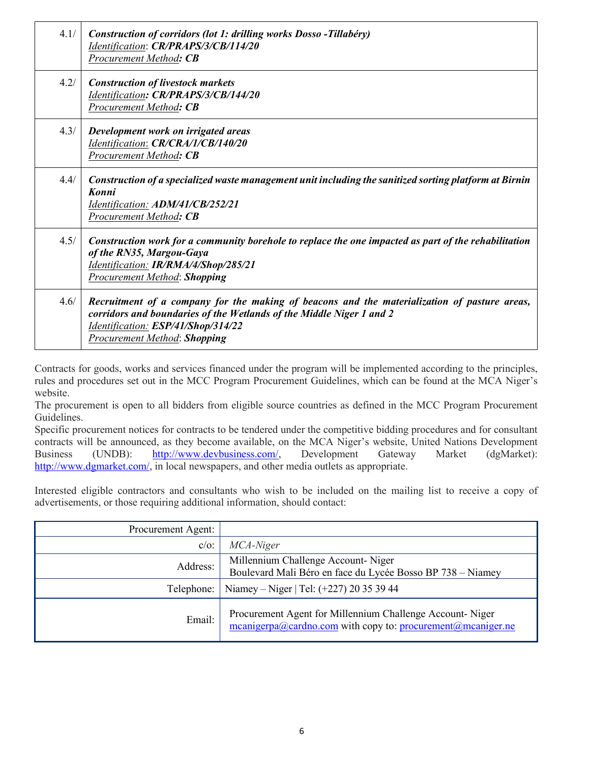| | |
|---|---|
| 4.1/ | ***Construction of corridors (lot 1: drilling works Dosso -Tillabéry)***<br>*Identification*: ***CR/PRAPS/3/CB/114/20***<br>*Procurement Method*: ***CB*** |
| 4.2/ | ***Construction of livestock markets***<br>*Identification*: ***CR/PRAPS/3/CB/144/20***<br>*Procurement Method*: ***CB*** |
| 4.3/ | ***Development work on irrigated areas***<br>*Identification*: ***CR/CRA/1/CB/140/20***<br>*Procurement Method*: ***CB*** |
| 4.4/ | ***Construction of a specialized waste management unit including the sanitized sorting platform at Birnin Konni***<br>*Identification:* ***ADM/41/CB/252/21***<br>*Procurement Method*: ***CB*** |
| 4.5/ | ***Construction work for a community borehole to replace the one impacted as part of the rehabilitation of the RN35, Margou-Gaya***<br>*Identification:* ***IR/RMA/4/Shop/285/21***<br>*Procurement Method*: ***Shopping*** |
| 4.6/ | ***Recruitment of a company for the making of beacons and the materialization of pasture areas, corridors and boundaries of the Wetlands of the Middle Niger 1 and 2***<br>*Identification:* ***ESP/41/Shop/314/22***<br>*Procurement Method*: ***Shopping*** |

Contracts for goods, works and services financed under the program will be implemented according to the principles, rules and procedures set out in the MCC Program Procurement Guidelines, which can be found at the MCA Niger's website.

The procurement is open to all bidders from eligible source countries as defined in the MCC Program Procurement Guidelines.

Specific procurement notices for contracts to be tendered under the competitive bidding procedures and for consultant contracts will be announced, as they become available, on the MCA Niger's website, United Nations Development Business (UNDB): http://www.devbusiness.com/, Development Gateway Market (dgMarket): http://www.dgmarket.com/, in local newspapers, and other media outlets as appropriate.

Interested eligible contractors and consultants who wish to be included on the mailing list to receive a copy of advertisements, or those requiring additional information, should contact:

| | |
|---|---|
| Procurement Agent: | |
| c/o: | *MCA-Niger* |
| Address: | Millennium Challenge Account- Niger<br>Boulevard Mali Béro en face du Lycée Bosso BP 738 – Niamey |
| Telephone: | Niamey – Niger \| Tel: (+227) 20 35 39 44 |
| Email: | Procurement Agent for Millennium Challenge Account- Niger<br>mcanigerpa@cardno.com with copy to: procurement@mcaniger.ne |